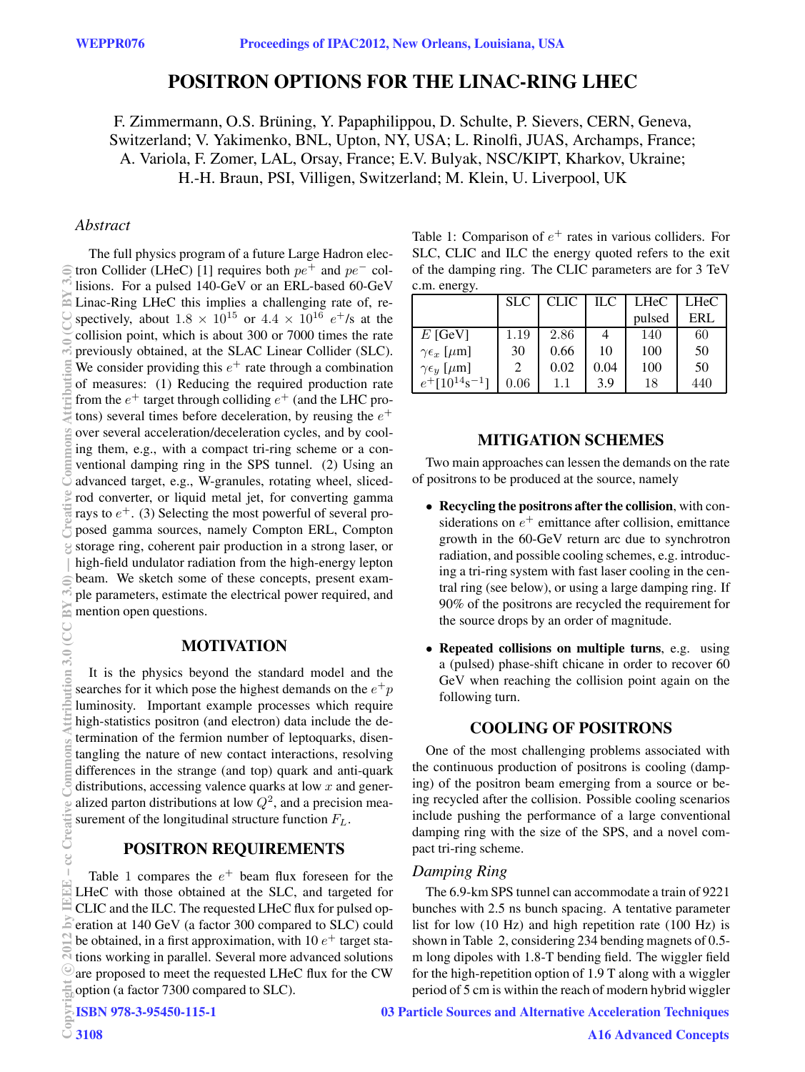# POSITRON OPTIONS FOR THE LINAC-RING LHEC

F. Zimmermann, O.S. Brüning, Y. Papaphilippou, D. Schulte, P. Sievers, CERN, Geneva, Switzerland; V. Yakimenko, BNL, Upton, NY, USA; L. Rinolfi, JUAS, Archamps, France; A. Variola, F. Zomer, LAL, Orsay, France; E.V. Bulyak, NSC/KIPT, Kharkov, Ukraine; H.-H. Braun, PSI, Villigen, Switzerland; M. Klein, U. Liverpool, UK

### *Abstract*

The full physics program of a future Large Hadron electron Collider (LHeC) [1] requires both $pe^+$ and $pe^-$ collisions. For a pulsed 140-GeV or an ERL-based 60-GeV Linac-Ring LHeC this implies a challenging rate of, respectively, about $1.8 \times 10^{15}$ or $4.4 \times 10^{16}$ $e^+$/s at the collision point, which is about 300 or 7000 times the rate previously obtained, at the SLAC Linear Collider (SLC). We consider providing this $e^+$ rate through a combination of measures: (1) Reducing the required production rate from the $e^+$ target through colliding $e^+$ (and the LHC protons) several times before deceleration, by reusing the $e^+$ over several acceleration/deceleration cycles, and by cooling them, e.g., with a compact tri-ring scheme or a conventional damping ring in the SPS tunnel. (2) Using an advanced target, e.g., W-granules, rotating wheel, sliced-rod converter, or liquid metal jet, for converting gamma rays to $e^+$. (3) Selecting the most powerful of several proposed gamma sources, namely Compton ERL, Compton storage ring, coherent pair production in a strong laser, or high-field undulator radiation from the high-energy lepton beam. We sketch some of these concepts, present example parameters, estimate the electrical power required, and mention open questions.

## MOTIVATION

It is the physics beyond the standard model and the searches for it which pose the highest demands on the $e^+p$ luminosity. Important example processes which require high-statistics positron (and electron) data include the determination of the fermion number of leptoquarks, disentangling the nature of new contact interactions, resolving differences in the strange (and top) quark and anti-quark distributions, accessing valence quarks at low $x$ and generalized parton distributions at low $Q^2$, and a precision measurement of the longitudinal structure function $F_L$.

## POSITRON REQUIREMENTS

Table 1 compares the $e^+$ beam flux foreseen for the LHeC with those obtained at the SLC, and targeted for CLIC and the ILC. The requested LHeC flux for pulsed operation at 140 GeV (a factor 300 compared to SLC) could be obtained, in a first approximation, with 10 $e^+$ target stations working in parallel. Several more advanced solutions are proposed to meet the requested LHeC flux for the CW option (a factor 7300 compared to SLC).

Table 1: Comparison of $e^+$ rates in various colliders. For SLC, CLIC and ILC the energy quoted refers to the exit of the damping ring. The CLIC parameters are for 3 TeV c.m. energy.

| | SLC | CLIC | ILC | LHeC pulsed | LHeC ERL |
|---|---|---|---|---|---|
| $E$ [GeV] | 1.19 | 2.86 | 4 | 140 | 60 |
| $\gamma\epsilon_x$ [$\mu$m] | 30 | 0.66 | 10 | 100 | 50 |
| $\gamma\epsilon_y$ [$\mu$m] | 2 | 0.02 | 0.04 | 100 | 50 |
| $e^+$[$10^{14}$s$^{-1}$] | 0.06 | 1.1 | 3.9 | 18 | 440 |

## MITIGATION SCHEMES

Two main approaches can lessen the demands on the rate of positrons to be produced at the source, namely

- **Recycling the positrons after the collision**, with considerations on $e^+$ emittance after collision, emittance growth in the 60-GeV return arc due to synchrotron radiation, and possible cooling schemes, e.g. introducing a tri-ring system with fast laser cooling in the central ring (see below), or using a large damping ring. If 90% of the positrons are recycled the requirement for the source drops by an order of magnitude.
- **Repeated collisions on multiple turns**, e.g. using a (pulsed) phase-shift chicane in order to recover 60 GeV when reaching the collision point again on the following turn.

## COOLING OF POSITRONS

One of the most challenging problems associated with the continuous production of positrons is cooling (damping) of the positron beam emerging from a source or being recycled after the collision. Possible cooling scenarios include pushing the performance of a large conventional damping ring with the size of the SPS, and a novel compact tri-ring scheme.

### *Damping Ring*

The 6.9-km SPS tunnel can accommodate a train of 9221 bunches with 2.5 ns bunch spacing. A tentative parameter list for low (10 Hz) and high repetition rate (100 Hz) is shown in Table 2, considering 234 bending magnets of 0.5-m long dipoles with 1.8-T bending field. The wiggler field for the high-repetition option of 1.9 T along with a wiggler period of 5 cm is within the reach of modern hybrid wiggler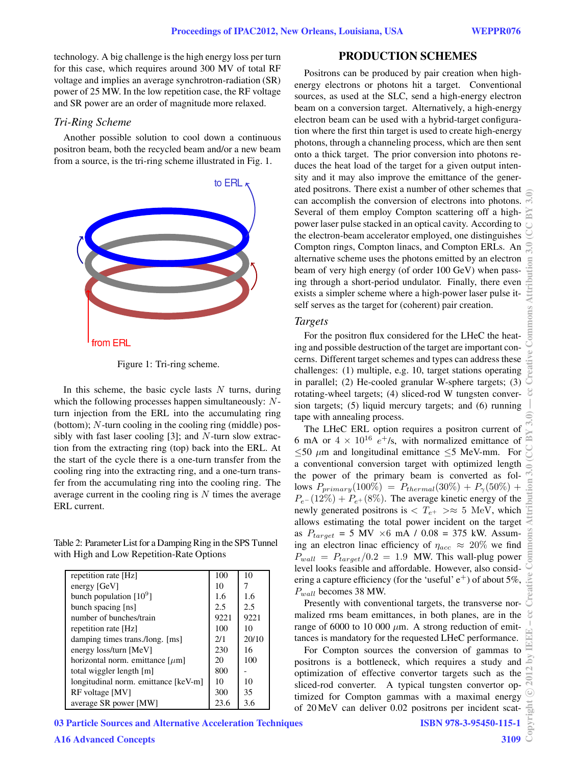technology. A big challenge is the high energy loss per turn for this case, which requires around 300 MV of total RF voltage and implies an average synchrotron-radiation (SR) power of 25 MW. In the low repetition case, the RF voltage and SR power are an order of magnitude more relaxed.

### *Tri-Ring Scheme*

Another possible solution to cool down a continuous positron beam, both the recycled beam and/or a new beam from a source, is the tri-ring scheme illustrated in Fig. 1.

Figure 1: Tri-ring scheme.

In this scheme, the basic cycle lasts $N$ turns, during which the following processes happen simultaneously: $N$-turn injection from the ERL into the accumulating ring (bottom); $N$-turn cooling in the cooling ring (middle) possibly with fast laser cooling [3]; and $N$-turn slow extraction from the extracting ring (top) back into the ERL. At the start of the cycle there is a one-turn transfer from the cooling ring into the extracting ring, and a one-turn transfer from the accumulating ring into the cooling ring. The average current in the cooling ring is $N$ times the average ERL current.

Table 2: Parameter List for a Damping Ring in the SPS Tunnel with High and Low Repetition-Rate Options

| | | |
|---|---|---|
| repetition rate [Hz] | 100 | 10 |
| energy [GeV] | 10 | 7 |
| bunch population [$10^9$] | 1.6 | 1.6 |
| bunch spacing [ns] | 2.5 | 2.5 |
| number of bunches/train | 9221 | 9221 |
| repetition rate [Hz] | 100 | 10 |
| damping times trans./long. [ms] | 2/1 | 20/10 |
| energy loss/turn [MeV] | 230 | 16 |
| horizontal norm. emittance [$\mu$m] | 20 | 100 |
| total wiggler length [m] | 800 | - |
| longitudinal norm. emittance [keV-m] | 10 | 10 |
| RF voltage [MV] | 300 | 35 |
| average SR power [MW] | 23.6 | 3.6 |

## PRODUCTION SCHEMES

Positrons can be produced by pair creation when high-energy electrons or photons hit a target. Conventional sources, as used at the SLC, send a high-energy electron beam on a conversion target. Alternatively, a high-energy electron beam can be used with a hybrid-target configuration where the first thin target is used to create high-energy photons, through a channeling process, which are then sent onto a thick target. The prior conversion into photons reduces the heat load of the target for a given output intensity and it may also improve the emittance of the generated positrons. There exist a number of other schemes that can accomplish the conversion of electrons into photons. Several of them employ Compton scattering off a high-power laser pulse stacked in an optical cavity. According to the electron-beam accelerator employed, one distinguishes Compton rings, Compton linacs, and Compton ERLs. An alternative scheme uses the photons emitted by an electron beam of very high energy (of order 100 GeV) when passing through a short-period undulator. Finally, there even exists a simpler scheme where a high-power laser pulse itself serves as the target for (coherent) pair creation.

### *Targets*

For the positron flux considered for the LHeC the heating and possible destruction of the target are important concerns. Different target schemes and types can address these challenges: (1) multiple, e.g. 10, target stations operating in parallel; (2) He-cooled granular W-sphere targets; (3) rotating-wheel targets; (4) sliced-rod W tungsten conversion targets; (5) liquid mercury targets; and (6) running tape with annealing process.

The LHeC ERL option requires a positron current of 6 mA or $4 \times 10^{16}$ $e^{+}$/s, with normalized emittance of $\leq$50 $\mu$m and longitudinal emittance $\leq$5 MeV-mm. For a conventional conversion target with optimized length the power of the primary beam is as follows $P_{primary}(100\%) = P_{thermal}(30\%) + P_{\gamma}(50\%) + P_{e^-}(12\%) + P_{e^+}(8\%)$. The average kinetic energy of the newly generated positrons is $< T_{e^+} > \approx 5$ MeV, which allows estimating the total power incident on the target as $P_{target}$ = 5 MV $\times$6 mA / 0.08 = 375 kW. Assuming an electron linac efficiency of $\eta_{acc} \approx 20\%$ we find $P_{wall} = P_{target}/0.2 = 1.9$ MW. This wall-plug power level looks feasible and affordable. However, also considering a capture efficiency (for the 'useful' e$^+$) of about 5%, $P_{wall}$ becomes 38 MW.

Presently with conventional targets, the transverse normalized rms beam emittances, in both planes, are in the range of 6000 to 10 000 $\mu$m. A strong reduction of emittances is mandatory for the requested LHeC performance.

For Compton sources the conversion of gammas to positrons is a bottleneck, which requires a study and optimization of effective convertor targets such as the sliced-rod converter. A typical tungsten convertor optimized for Compton gammas with a maximal energy of 20 MeV can deliver 0.02 positrons per incident scat-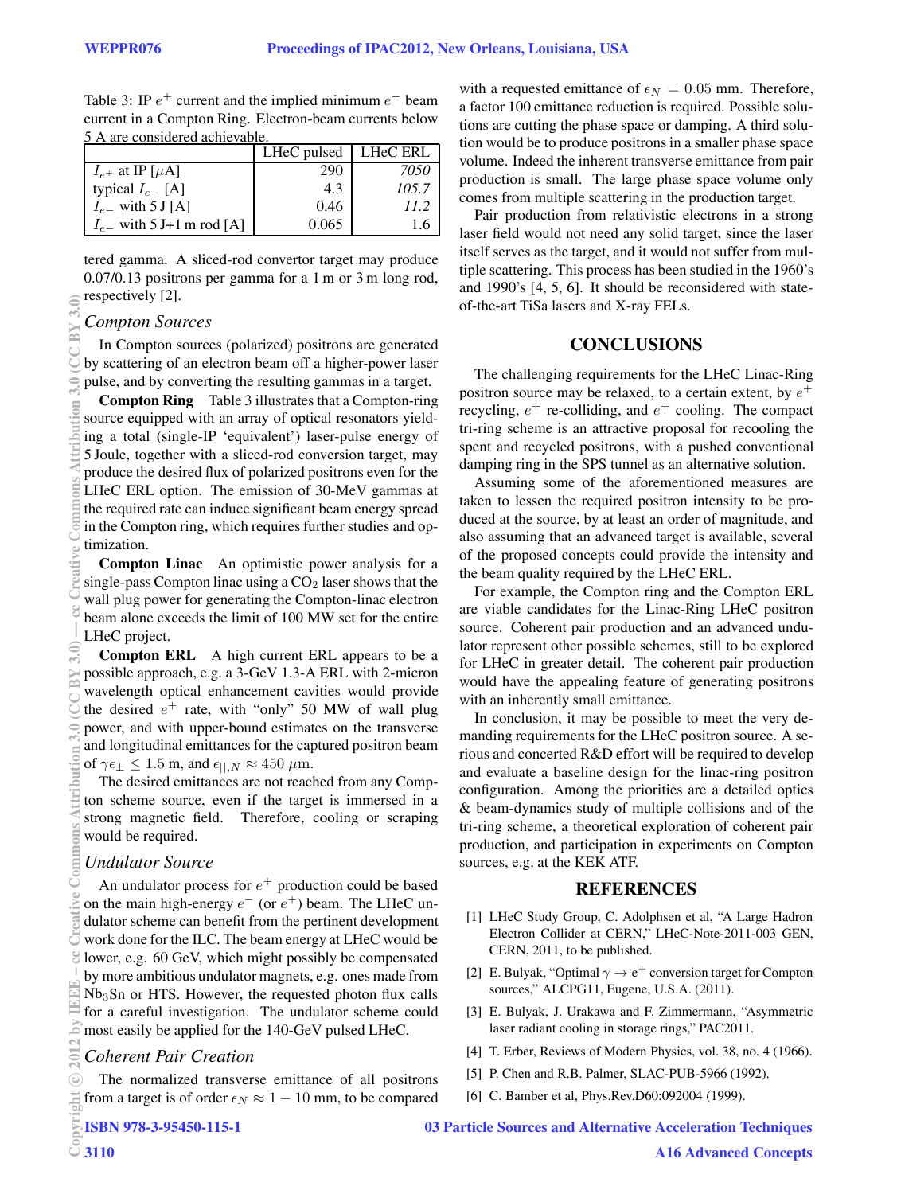Table 3: IP $e^+$ current and the implied minimum $e^-$ beam current in a Compton Ring. Electron-beam currents below 5 A are considered achievable.

| | LHeC pulsed | LHeC ERL |
|---|---|---|
| $I_{e+}$ at IP [$\mu$A] | 290 | *7050* |
| typical $I_{e-}$ [A] | 4.3 | *105.7* |
| $I_{e-}$ with 5 J [A] | 0.46 | *11.2* |
| $I_{e-}$ with 5 J+1 m rod [A] | 0.065 | 1.6 |

tered gamma. A sliced-rod convertor target may produce 0.07/0.13 positrons per gamma for a 1 m or 3 m long rod, respectively [2].

### *Compton Sources*

In Compton sources (polarized) positrons are generated by scattering of an electron beam off a higher-power laser pulse, and by converting the resulting gammas in a target.

**Compton Ring** Table 3 illustrates that a Compton-ring source equipped with an array of optical resonators yielding a total (single-IP 'equivalent') laser-pulse energy of 5 Joule, together with a sliced-rod conversion target, may produce the desired flux of polarized positrons even for the LHeC ERL option. The emission of 30-MeV gammas at the required rate can induce significant beam energy spread in the Compton ring, which requires further studies and optimization.

**Compton Linac** An optimistic power analysis for a single-pass Compton linac using a $CO_2$ laser shows that the wall plug power for generating the Compton-linac electron beam alone exceeds the limit of 100 MW set for the entire LHeC project.

**Compton ERL** A high current ERL appears to be a possible approach, e.g. a 3-GeV 1.3-A ERL with 2-micron wavelength optical enhancement cavities would provide the desired $e^+$ rate, with "only" 50 MW of wall plug power, and with upper-bound estimates on the transverse and longitudinal emittances for the captured positron beam of $\gamma\epsilon_\perp \leq 1.5$ m, and $\epsilon_{||,N} \approx 450$ $\mu$m.

The desired emittances are not reached from any Compton scheme source, even if the target is immersed in a strong magnetic field. Therefore, cooling or scraping would be required.

### *Undulator Source*

An undulator process for $e^+$ production could be based on the main high-energy $e^-$ (or $e^+$) beam. The LHeC undulator scheme can benefit from the pertinent development work done for the ILC. The beam energy at LHeC would be lower, e.g. 60 GeV, which might possibly be compensated by more ambitious undulator magnets, e.g. ones made from $Nb_3Sn$ or HTS. However, the requested photon flux calls for a careful investigation. The undulator scheme could most easily be applied for the 140-GeV pulsed LHeC.

### *Coherent Pair Creation*

The normalized transverse emittance of all positrons from a target is of order $\epsilon_N \approx 1 - 10$ mm, to be compared with a requested emittance of $\epsilon_N = 0.05$ mm. Therefore, a factor 100 emittance reduction is required. Possible solutions are cutting the phase space or damping. A third solution would be to produce positrons in a smaller phase space volume. Indeed the inherent transverse emittance from pair production is small. The large phase space volume only comes from multiple scattering in the production target.

Pair production from relativistic electrons in a strong laser field would not need any solid target, since the laser itself serves as the target, and it would not suffer from multiple scattering. This process has been studied in the 1960's and 1990's [4, 5, 6]. It should be reconsidered with state-of-the-art TiSa lasers and X-ray FELs.

## CONCLUSIONS

The challenging requirements for the LHeC Linac-Ring positron source may be relaxed, to a certain extent, by $e^+$ recycling, $e^+$ re-colliding, and $e^+$ cooling. The compact tri-ring scheme is an attractive proposal for recooling the spent and recycled positrons, with a pushed conventional damping ring in the SPS tunnel as an alternative solution.

Assuming some of the aforementioned measures are taken to lessen the required positron intensity to be produced at the source, by at least an order of magnitude, and also assuming that an advanced target is available, several of the proposed concepts could provide the intensity and the beam quality required by the LHeC ERL.

For example, the Compton ring and the Compton ERL are viable candidates for the Linac-Ring LHeC positron source. Coherent pair production and an advanced undulator represent other possible schemes, still to be explored for LHeC in greater detail. The coherent pair production would have the appealing feature of generating positrons with an inherently small emittance.

In conclusion, it may be possible to meet the very demanding requirements for the LHeC positron source. A serious and concerted R&D effort will be required to develop and evaluate a baseline design for the linac-ring positron configuration. Among the priorities are a detailed optics & beam-dynamics study of multiple collisions and of the tri-ring scheme, a theoretical exploration of coherent pair production, and participation in experiments on Compton sources, e.g. at the KEK ATF.

## REFERENCES

[1] LHeC Study Group, C. Adolphsen et al, "A Large Hadron Electron Collider at CERN," LHeC-Note-2011-003 GEN, CERN, 2011, to be published.

[2] E. Bulyak, "Optimal $\gamma \rightarrow e^+$ conversion target for Compton sources," ALCPG11, Eugene, U.S.A. (2011).

[3] E. Bulyak, J. Urakawa and F. Zimmermann, "Asymmetric laser radiant cooling in storage rings," PAC2011.

[4] T. Erber, Reviews of Modern Physics, vol. 38, no. 4 (1966).

[5] P. Chen and R.B. Palmer, SLAC-PUB-5966 (1992).

[6] C. Bamber et al, Phys.Rev.D60:092004 (1999).